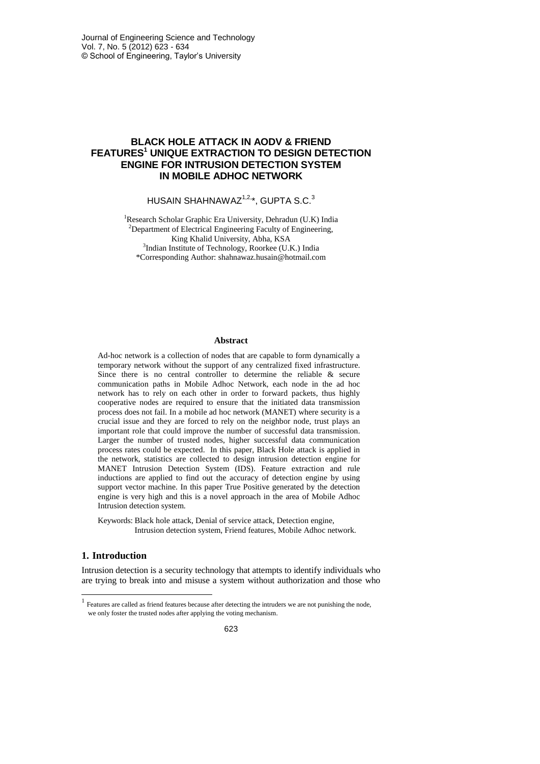# BLACK HOLE ATTACK IN AODV & FRIEND FEATURES[1] UNIQUE EXTRACTION TO DESIGN DETECTION ENGINE FOR INTRUSION DETECTION SYSTEM IN MOBILE ADHOC NETWORK

HUSAIN SHAHNAWAZ[1,2,*], GUPTA S.C.[3]

[1]Research Scholar Graphic Era University, Dehradun (U.K) India
[2]Department of Electrical Engineering Faculty of Engineering, King Khalid University, Abha, KSA
[3]Indian Institute of Technology, Roorkee (U.K.) India
*Corresponding Author: shahnawaz.husain@hotmail.com

### Abstract

Ad-hoc network is a collection of nodes that are capable to form dynamically a temporary network without the support of any centralized fixed infrastructure. Since there is no central controller to determine the reliable & secure communication paths in Mobile Adhoc Network, each node in the ad hoc network has to rely on each other in order to forward packets, thus highly cooperative nodes are required to ensure that the initiated data transmission process does not fail. In a mobile ad hoc network (MANET) where security is a crucial issue and they are forced to rely on the neighbor node, trust plays an important role that could improve the number of successful data transmission. Larger the number of trusted nodes, higher successful data communication process rates could be expected. In this paper, Black Hole attack is applied in the network, statistics are collected to design intrusion detection engine for MANET Intrusion Detection System (IDS). Feature extraction and rule inductions are applied to find out the accuracy of detection engine by using support vector machine. In this paper True Positive generated by the detection engine is very high and this is a novel approach in the area of Mobile Adhoc Intrusion detection system.

Keywords: Black hole attack, Denial of service attack, Detection engine, Intrusion detection system, Friend features, Mobile Adhoc network.

## 1. Introduction

Intrusion detection is a security technology that attempts to identify individuals who are trying to break into and misuse a system without authorization and those who

[1] Features are called as friend features because after detecting the intruders we are not punishing the node, we only foster the trusted nodes after applying the voting mechanism.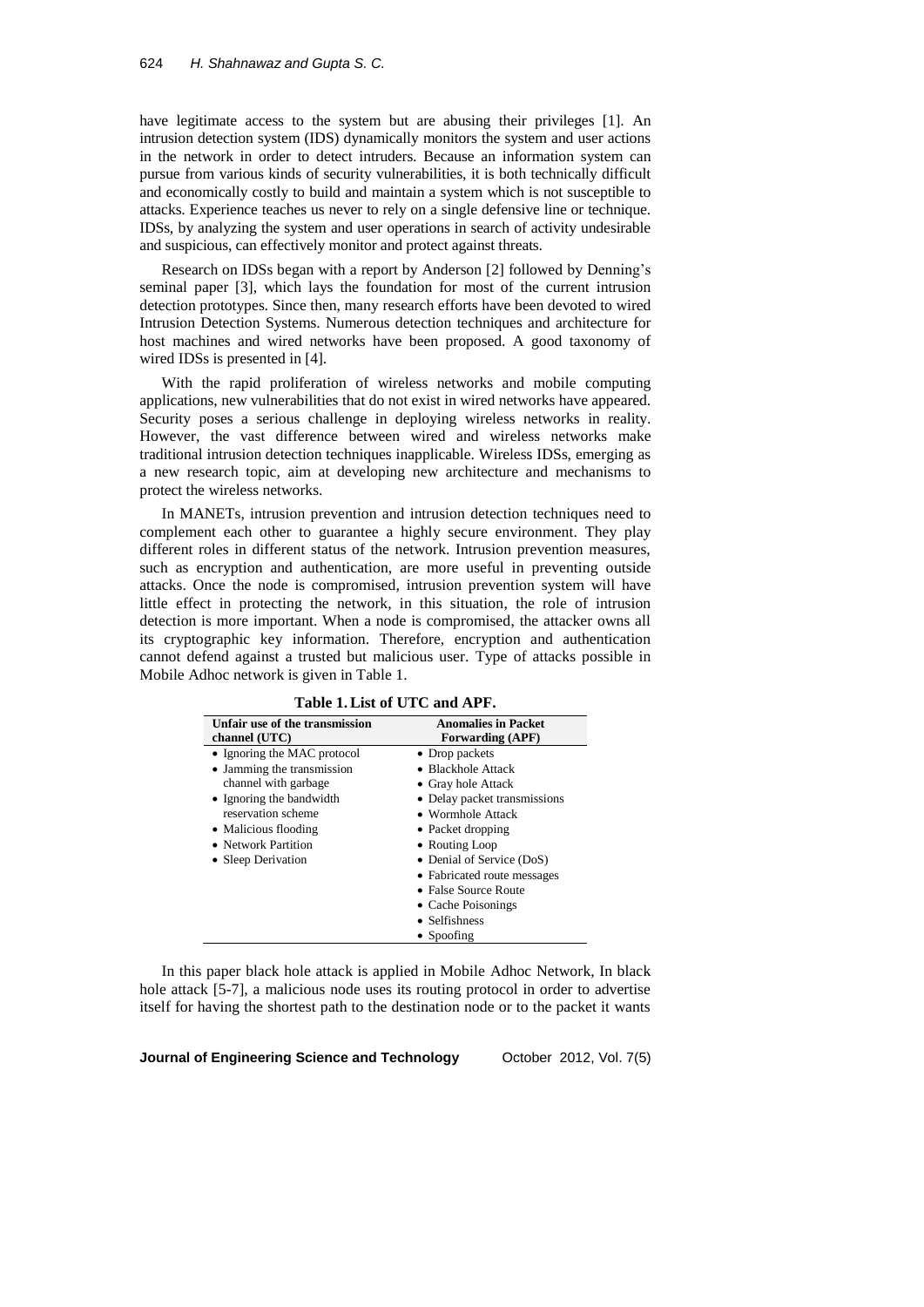have legitimate access to the system but are abusing their privileges [1]. An intrusion detection system (IDS) dynamically monitors the system and user actions in the network in order to detect intruders. Because an information system can pursue from various kinds of security vulnerabilities, it is both technically difficult and economically costly to build and maintain a system which is not susceptible to attacks. Experience teaches us never to rely on a single defensive line or technique. IDSs, by analyzing the system and user operations in search of activity undesirable and suspicious, can effectively monitor and protect against threats.

Research on IDSs began with a report by Anderson [2] followed by Denning's seminal paper [3], which lays the foundation for most of the current intrusion detection prototypes. Since then, many research efforts have been devoted to wired Intrusion Detection Systems. Numerous detection techniques and architecture for host machines and wired networks have been proposed. A good taxonomy of wired IDSs is presented in [4].

With the rapid proliferation of wireless networks and mobile computing applications, new vulnerabilities that do not exist in wired networks have appeared. Security poses a serious challenge in deploying wireless networks in reality. However, the vast difference between wired and wireless networks make traditional intrusion detection techniques inapplicable. Wireless IDSs, emerging as a new research topic, aim at developing new architecture and mechanisms to protect the wireless networks.

In MANETs, intrusion prevention and intrusion detection techniques need to complement each other to guarantee a highly secure environment. They play different roles in different status of the network. Intrusion prevention measures, such as encryption and authentication, are more useful in preventing outside attacks. Once the node is compromised, intrusion prevention system will have little effect in protecting the network, in this situation, the role of intrusion detection is more important. When a node is compromised, the attacker owns all its cryptographic key information. Therefore, encryption and authentication cannot defend against a trusted but malicious user. Type of attacks possible in Mobile Adhoc network is given in Table 1.

**Table 1. List of UTC and APF.**

| Unfair use of the transmission channel (UTC) | Anomalies in Packet Forwarding (APF) |
|---|---|
| • Ignoring the MAC protocol | • Drop packets |
| • Jamming the transmission channel with garbage | • Blackhole Attack |
| • Ignoring the bandwidth reservation scheme | • Gray hole Attack |
| • Malicious flooding | • Delay packet transmissions |
| • Network Partition | • Wormhole Attack |
| • Sleep Derivation | • Packet dropping |
| | • Routing Loop |
| | • Denial of Service (DoS) |
| | • Fabricated route messages |
| | • False Source Route |
| | • Cache Poisonings |
| | • Selfishness |
| | • Spoofing |

In this paper black hole attack is applied in Mobile Adhoc Network, In black hole attack [5-7], a malicious node uses its routing protocol in order to advertise itself for having the shortest path to the destination node or to the packet it wants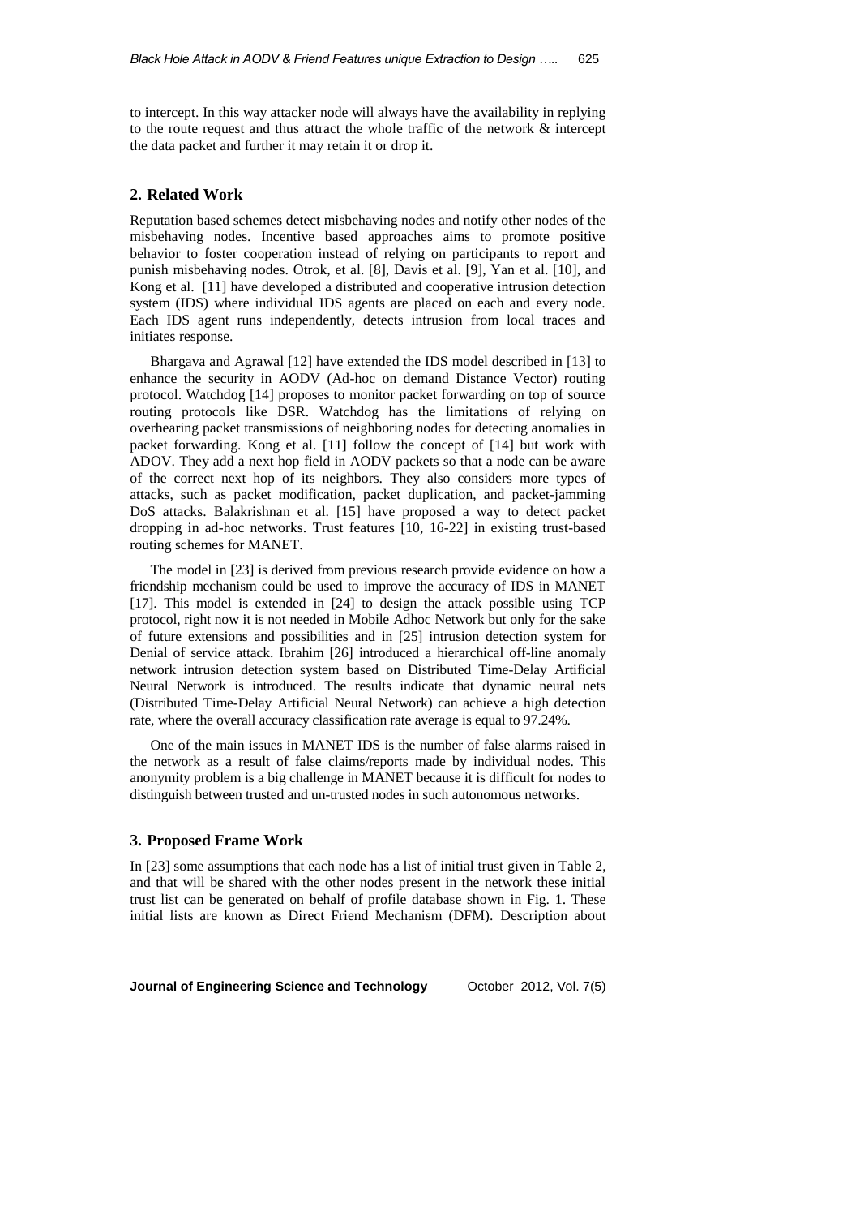to intercept. In this way attacker node will always have the availability in replying to the route request and thus attract the whole traffic of the network & intercept the data packet and further it may retain it or drop it.

## 2. Related Work

Reputation based schemes detect misbehaving nodes and notify other nodes of the misbehaving nodes. Incentive based approaches aims to promote positive behavior to foster cooperation instead of relying on participants to report and punish misbehaving nodes. Otrok, et al. [8], Davis et al. [9], Yan et al. [10], and Kong et al. [11] have developed a distributed and cooperative intrusion detection system (IDS) where individual IDS agents are placed on each and every node. Each IDS agent runs independently, detects intrusion from local traces and initiates response.

Bhargava and Agrawal [12] have extended the IDS model described in [13] to enhance the security in AODV (Ad-hoc on demand Distance Vector) routing protocol. Watchdog [14] proposes to monitor packet forwarding on top of source routing protocols like DSR. Watchdog has the limitations of relying on overhearing packet transmissions of neighboring nodes for detecting anomalies in packet forwarding. Kong et al. [11] follow the concept of [14] but work with ADOV. They add a next hop field in AODV packets so that a node can be aware of the correct next hop of its neighbors. They also considers more types of attacks, such as packet modification, packet duplication, and packet-jamming DoS attacks. Balakrishnan et al. [15] have proposed a way to detect packet dropping in ad-hoc networks. Trust features [10, 16-22] in existing trust-based routing schemes for MANET.

The model in [23] is derived from previous research provide evidence on how a friendship mechanism could be used to improve the accuracy of IDS in MANET [17]. This model is extended in [24] to design the attack possible using TCP protocol, right now it is not needed in Mobile Adhoc Network but only for the sake of future extensions and possibilities and in [25] intrusion detection system for Denial of service attack. Ibrahim [26] introduced a hierarchical off-line anomaly network intrusion detection system based on Distributed Time-Delay Artificial Neural Network is introduced. The results indicate that dynamic neural nets (Distributed Time-Delay Artificial Neural Network) can achieve a high detection rate, where the overall accuracy classification rate average is equal to 97.24%.

One of the main issues in MANET IDS is the number of false alarms raised in the network as a result of false claims/reports made by individual nodes. This anonymity problem is a big challenge in MANET because it is difficult for nodes to distinguish between trusted and un-trusted nodes in such autonomous networks.

## 3. Proposed Frame Work

In [23] some assumptions that each node has a list of initial trust given in Table 2, and that will be shared with the other nodes present in the network these initial trust list can be generated on behalf of profile database shown in Fig. 1. These initial lists are known as Direct Friend Mechanism (DFM). Description about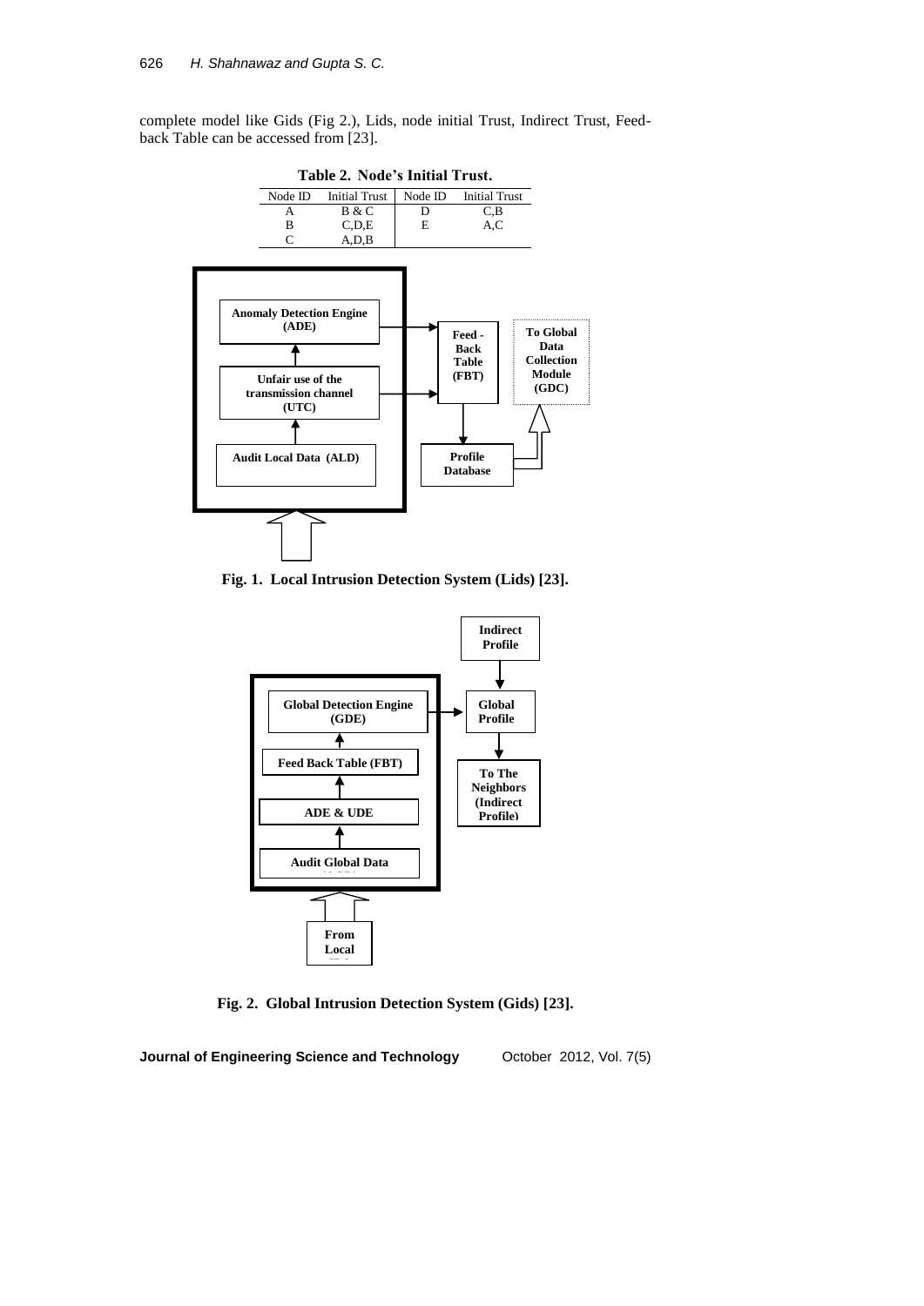complete model like Gids (Fig 2.), Lids, node initial Trust, Indirect Trust, Feed-back Table can be accessed from [23].

**Table 2. Node's Initial Trust.**

| Node ID | Initial Trust | Node ID | Initial Trust |
|---|---|---|---|
| A | B & C | D | C,B |
| B | C,D,E | E | A,C |
| C | A,D,B | | |

**Fig. 1. Local Intrusion Detection System (Lids) [23].**

**Fig. 2. Global Intrusion Detection System (Gids) [23].**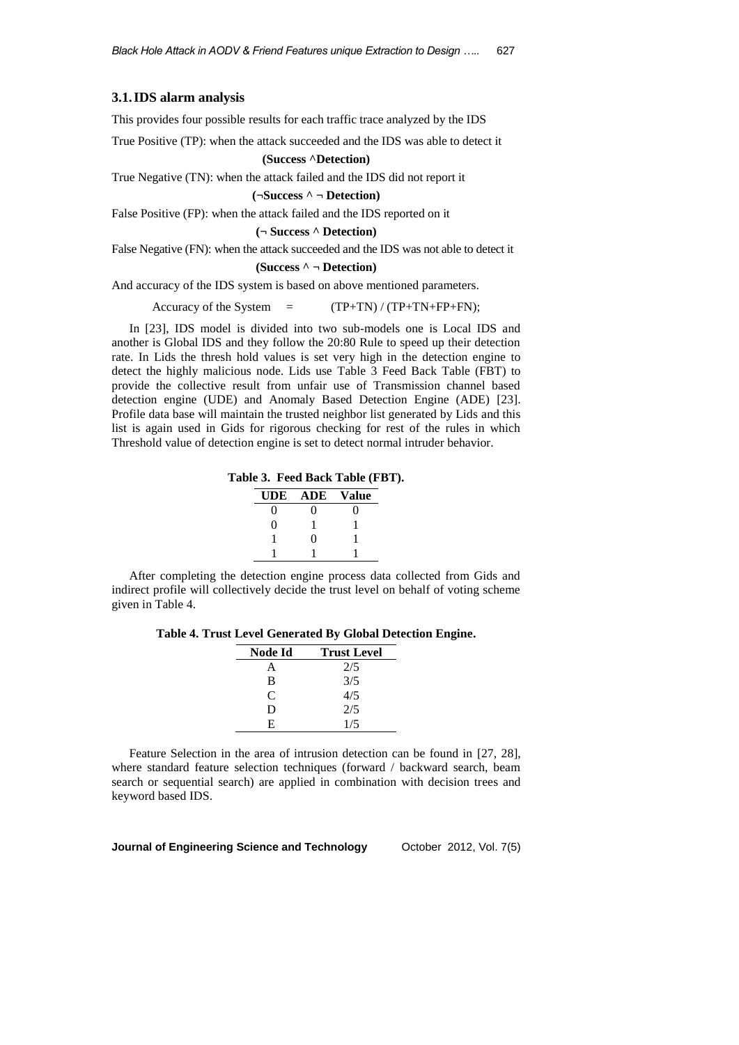### 3.1. IDS alarm analysis

This provides four possible results for each traffic trace analyzed by the IDS

True Positive (TP): when the attack succeeded and the IDS was able to detect it

**(Success ^Detection)**

True Negative (TN): when the attack failed and the IDS did not report it

**(¬Success ^ ¬ Detection)**

False Positive (FP): when the attack failed and the IDS reported on it

**(¬ Success ^ Detection)**

False Negative (FN): when the attack succeeded and the IDS was not able to detect it

**(Success ^ ¬ Detection)**

And accuracy of the IDS system is based on above mentioned parameters.

Accuracy of the System = (TP+TN) / (TP+TN+FP+FN);

In [23], IDS model is divided into two sub-models one is Local IDS and another is Global IDS and they follow the 20:80 Rule to speed up their detection rate. In Lids the thresh hold values is set very high in the detection engine to detect the highly malicious node. Lids use Table 3 Feed Back Table (FBT) to provide the collective result from unfair use of Transmission channel based detection engine (UDE) and Anomaly Based Detection Engine (ADE) [23]. Profile data base will maintain the trusted neighbor list generated by Lids and this list is again used in Gids for rigorous checking for rest of the rules in which Threshold value of detection engine is set to detect normal intruder behavior.

**Table 3. Feed Back Table (FBT).**

| UDE | ADE | Value |
|---|---|---|
| 0 | 0 | 0 |
| 0 | 1 | 1 |
| 1 | 0 | 1 |
| 1 | 1 | 1 |

After completing the detection engine process data collected from Gids and indirect profile will collectively decide the trust level on behalf of voting scheme given in Table 4.

**Table 4. Trust Level Generated By Global Detection Engine.**

| Node Id | Trust Level |
|---|---|
| A | 2/5 |
| B | 3/5 |
| C | 4/5 |
| D | 2/5 |
| E | 1/5 |

Feature Selection in the area of intrusion detection can be found in [27, 28], where standard feature selection techniques (forward / backward search, beam search or sequential search) are applied in combination with decision trees and keyword based IDS.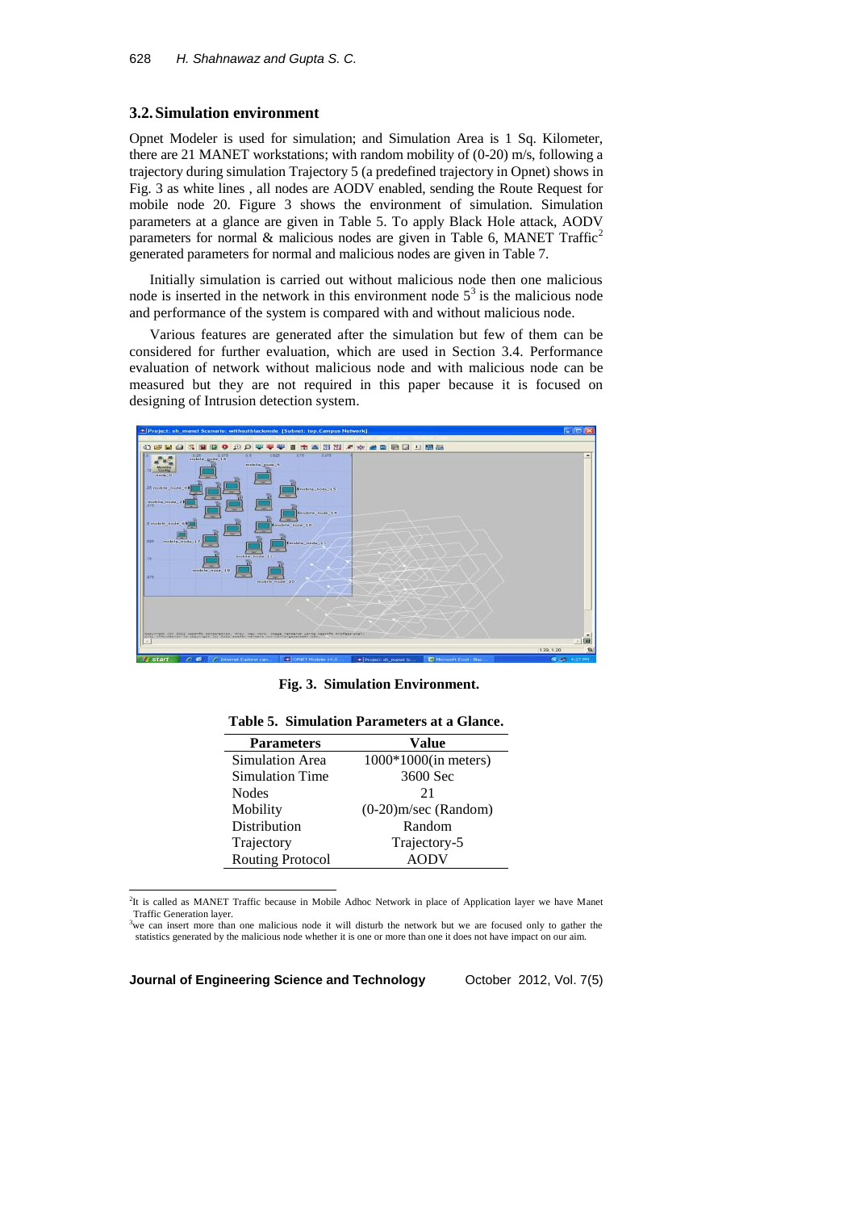### 3.2. Simulation environment

Opnet Modeler is used for simulation; and Simulation Area is 1 Sq. Kilometer, there are 21 MANET workstations; with random mobility of (0-20) m/s, following a trajectory during simulation Trajectory 5 (a predefined trajectory in Opnet) shows in Fig. 3 as white lines , all nodes are AODV enabled, sending the Route Request for mobile node 20. Figure 3 shows the environment of simulation. Simulation parameters at a glance are given in Table 5. To apply Black Hole attack, AODV parameters for normal & malicious nodes are given in Table 6, MANET Traffic[2] generated parameters for normal and malicious nodes are given in Table 7.

Initially simulation is carried out without malicious node then one malicious node is inserted in the network in this environment node 5[3] is the malicious node and performance of the system is compared with and without malicious node.

Various features are generated after the simulation but few of them can be considered for further evaluation, which are used in Section 3.4. Performance evaluation of network without malicious node and with malicious node can be measured but they are not required in this paper because it is focused on designing of Intrusion detection system.

**Fig. 3. Simulation Environment.**

**Table 5. Simulation Parameters at a Glance.**

| Parameters | Value |
|---|---|
| Simulation Area | 1000*1000(in meters) |
| Simulation Time | 3600 Sec |
| Nodes | 21 |
| Mobility | (0-20)m/sec (Random) |
| Distribution | Random |
| Trajectory | Trajectory-5 |
| Routing Protocol | AODV |

[2] It is called as MANET Traffic because in Mobile Adhoc Network in place of Application layer we have Manet Traffic Generation layer.

[3] we can insert more than one malicious node it will disturb the network but we are focused only to gather the statistics generated by the malicious node whether it is one or more than one it does not have impact on our aim.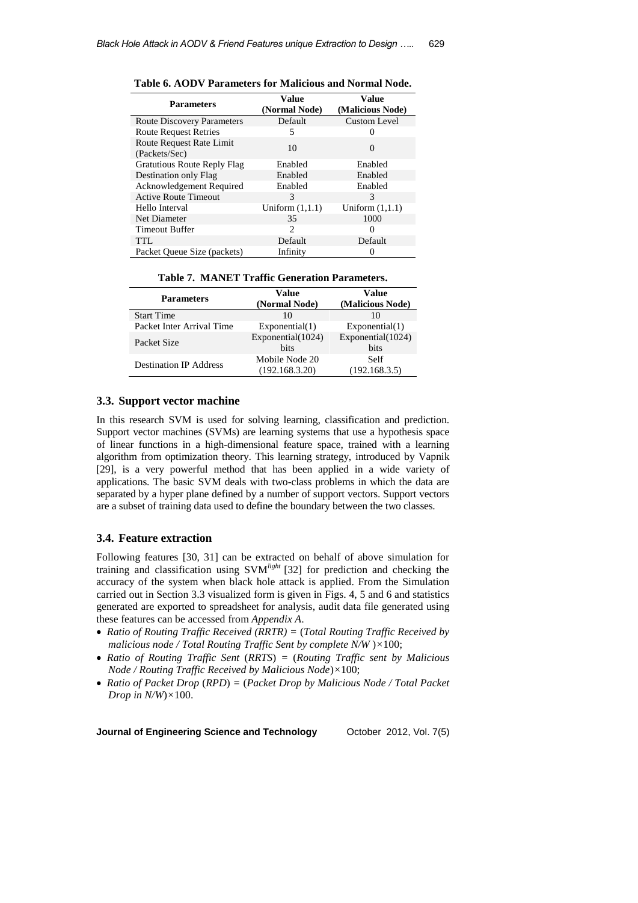**Table 6. AODV Parameters for Malicious and Normal Node.**

| Parameters | Value (Normal Node) | Value (Malicious Node) |
|---|---|---|
| Route Discovery Parameters | Default | Custom Level |
| Route Request Retries | 5 | 0 |
| Route Request Rate Limit (Packets/Sec) | 10 | 0 |
| Gratuitous Route Reply Flag | Enabled | Enabled |
| Destination only Flag | Enabled | Enabled |
| Acknowledgement Required | Enabled | Enabled |
| Active Route Timeout | 3 | 3 |
| Hello Interval | Uniform (1,1.1) | Uniform (1,1.1) |
| Net Diameter | 35 | 1000 |
| Timeout Buffer | 2 | 0 |
| TTL | Default | Default |
| Packet Queue Size (packets) | Infinity | 0 |

**Table 7. MANET Traffic Generation Parameters.**

| Parameters | Value (Normal Node) | Value (Malicious Node) |
|---|---|---|
| Start Time | 10 | 10 |
| Packet Inter Arrival Time | Exponential(1) | Exponential(1) |
| Packet Size | Exponential(1024) bits | Exponential(1024) bits |
| Destination IP Address | Mobile Node 20 (192.168.3.20) | Self (192.168.3.5) |

### 3.3. Support vector machine

In this research SVM is used for solving learning, classification and prediction. Support vector machines (SVMs) are learning systems that use a hypothesis space of linear functions in a high-dimensional feature space, trained with a learning algorithm from optimization theory. This learning strategy, introduced by Vapnik [29], is a very powerful method that has been applied in a wide variety of applications. The basic SVM deals with two-class problems in which the data are separated by a hyper plane defined by a number of support vectors. Support vectors are a subset of training data used to define the boundary between the two classes.

### 3.4. Feature extraction

Following features [30, 31] can be extracted on behalf of above simulation for training and classification using $\text{SVM}^{light}$ [32] for prediction and checking the accuracy of the system when black hole attack is applied. From the Simulation carried out in Section 3.3 visualized form is given in Figs. 4, 5 and 6 and statistics generated are exported to spreadsheet for analysis, audit data file generated using these features can be accessed from *Appendix A*.

- *Ratio of Routing Traffic Received (RRTR)* = (*Total Routing Traffic Received by malicious node / Total Routing Traffic Sent by complete N/W* )×100;
- *Ratio of Routing Traffic Sent* (*RRTS*) = (*Routing Traffic sent by Malicious Node / Routing Traffic Received by Malicious Node*)×100;
- *Ratio of Packet Drop* (*RPD*) = (*Packet Drop by Malicious Node / Total Packet Drop in N/W*)×100.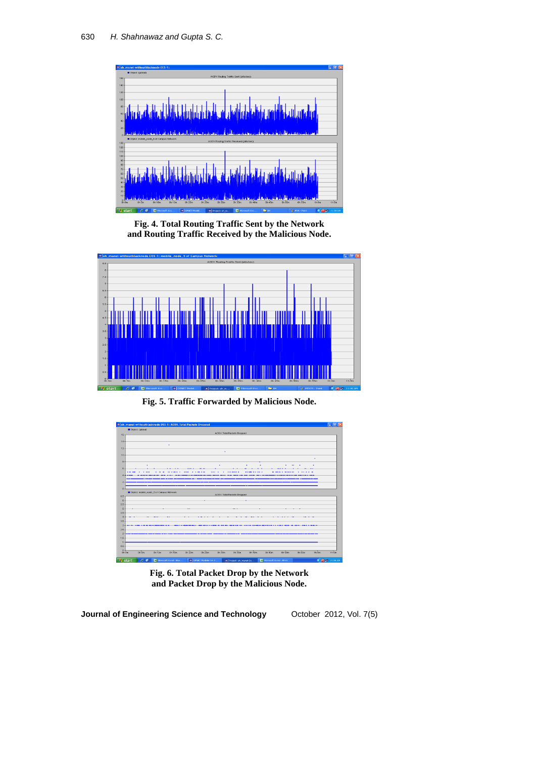**Fig. 4. Total Routing Traffic Sent by the Network and Routing Traffic Received by the Malicious Node.**

**Fig. 5. Traffic Forwarded by Malicious Node.**

**Fig. 6. Total Packet Drop by the Network and Packet Drop by the Malicious Node.**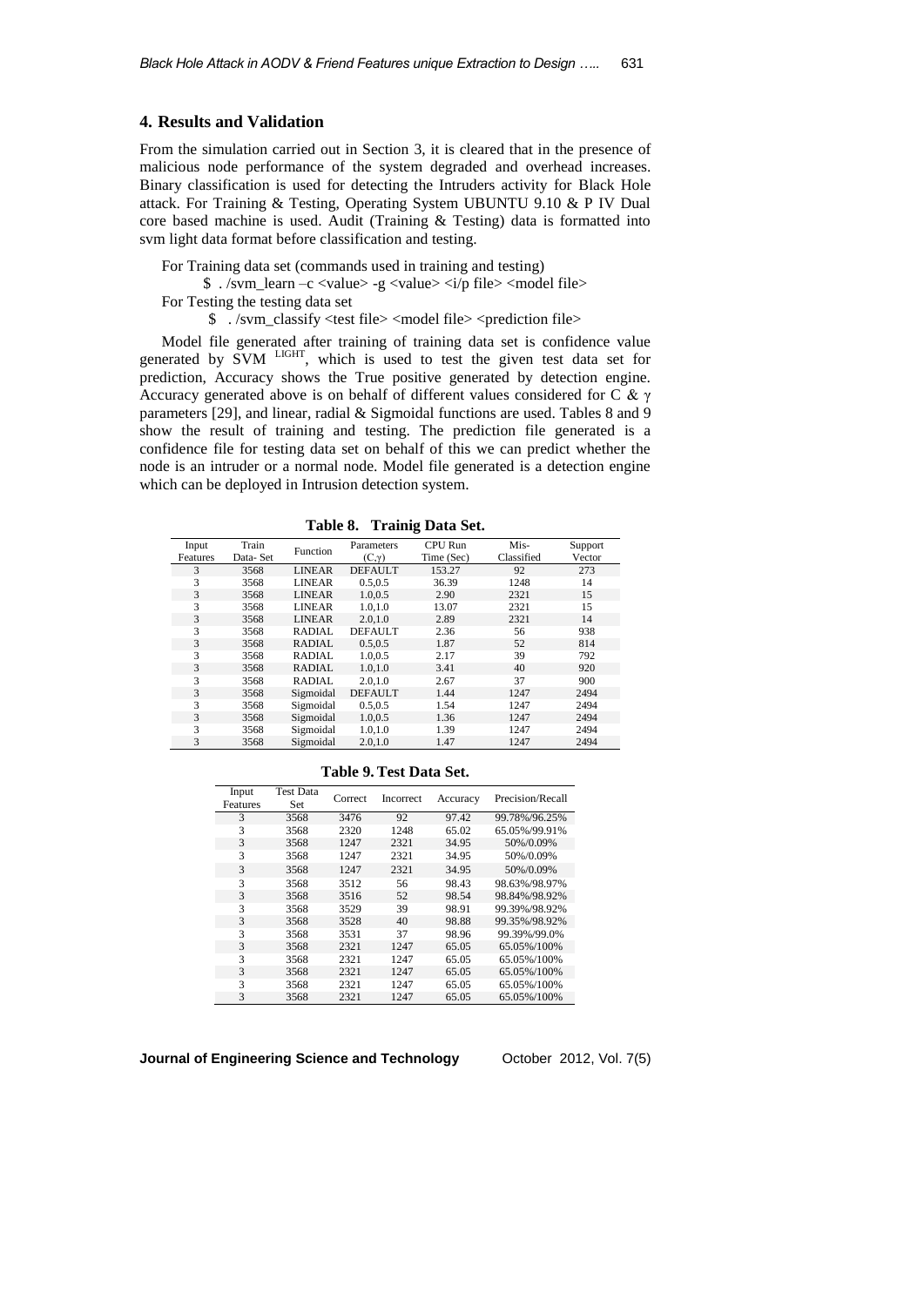## 4. Results and Validation

From the simulation carried out in Section 3, it is cleared that in the presence of malicious node performance of the system degraded and overhead increases. Binary classification is used for detecting the Intruders activity for Black Hole attack. For Training & Testing, Operating System UBUNTU 9.10 & P IV Dual core based machine is used. Audit (Training & Testing) data is formatted into svm light data format before classification and testing.

For Training data set (commands used in training and testing)

$ . /svm_learn –c <value> -g <value> <i/p file> <model file>

For Testing the testing data set

$ . /svm_classify <test file> <model file> <prediction file>

Model file generated after training of training data set is confidence value generated by SVM $^{LIGHT}$, which is used to test the given test data set for prediction, Accuracy shows the True positive generated by detection engine. Accuracy generated above is on behalf of different values considered for C & γ parameters [29], and linear, radial & Sigmoidal functions are used. Tables 8 and 9 show the result of training and testing. The prediction file generated is a confidence file for testing data set on behalf of this we can predict whether the node is an intruder or a normal node. Model file generated is a detection engine which can be deployed in Intrusion detection system.

**Table 8. Trainig Data Set.**

| Input Features | Train Data- Set | Function | Parameters (C,γ) | CPU Run Time (Sec) | Mis-Classified | Support Vector |
|---|---|---|---|---|---|---|
| 3 | 3568 | LINEAR | DEFAULT | 153.27 | 92 | 273 |
| 3 | 3568 | LINEAR | 0.5,0.5 | 36.39 | 1248 | 14 |
| 3 | 3568 | LINEAR | 1.0,0.5 | 2.90 | 2321 | 15 |
| 3 | 3568 | LINEAR | 1.0,1.0 | 13.07 | 2321 | 15 |
| 3 | 3568 | LINEAR | 2.0,1.0 | 2.89 | 2321 | 14 |
| 3 | 3568 | RADIAL | DEFAULT | 2.36 | 56 | 938 |
| 3 | 3568 | RADIAL | 0.5,0.5 | 1.87 | 52 | 814 |
| 3 | 3568 | RADIAL | 1.0,0.5 | 2.17 | 39 | 792 |
| 3 | 3568 | RADIAL | 1.0,1.0 | 3.41 | 40 | 920 |
| 3 | 3568 | RADIAL | 2.0,1.0 | 2.67 | 37 | 900 |
| 3 | 3568 | Sigmoidal | DEFAULT | 1.44 | 1247 | 2494 |
| 3 | 3568 | Sigmoidal | 0.5,0.5 | 1.54 | 1247 | 2494 |
| 3 | 3568 | Sigmoidal | 1.0,0.5 | 1.36 | 1247 | 2494 |
| 3 | 3568 | Sigmoidal | 1.0,1.0 | 1.39 | 1247 | 2494 |
| 3 | 3568 | Sigmoidal | 2.0,1.0 | 1.47 | 1247 | 2494 |

**Table 9. Test Data Set.**

| Input Features | Test Data Set | Correct | Incorrect | Accuracy | Precision/Recall |
|---|---|---|---|---|---|
| 3 | 3568 | 3476 | 92 | 97.42 | 99.78%/96.25% |
| 3 | 3568 | 2320 | 1248 | 65.02 | 65.05%/99.91% |
| 3 | 3568 | 1247 | 2321 | 34.95 | 50%/0.09% |
| 3 | 3568 | 1247 | 2321 | 34.95 | 50%/0.09% |
| 3 | 3568 | 1247 | 2321 | 34.95 | 50%/0.09% |
| 3 | 3568 | 3512 | 56 | 98.43 | 98.63%/98.97% |
| 3 | 3568 | 3516 | 52 | 98.54 | 98.84%/98.92% |
| 3 | 3568 | 3529 | 39 | 98.91 | 99.39%/98.92% |
| 3 | 3568 | 3528 | 40 | 98.88 | 99.35%/98.92% |
| 3 | 3568 | 3531 | 37 | 98.96 | 99.39%/99.0% |
| 3 | 3568 | 2321 | 1247 | 65.05 | 65.05%/100% |
| 3 | 3568 | 2321 | 1247 | 65.05 | 65.05%/100% |
| 3 | 3568 | 2321 | 1247 | 65.05 | 65.05%/100% |
| 3 | 3568 | 2321 | 1247 | 65.05 | 65.05%/100% |
| 3 | 3568 | 2321 | 1247 | 65.05 | 65.05%/100% |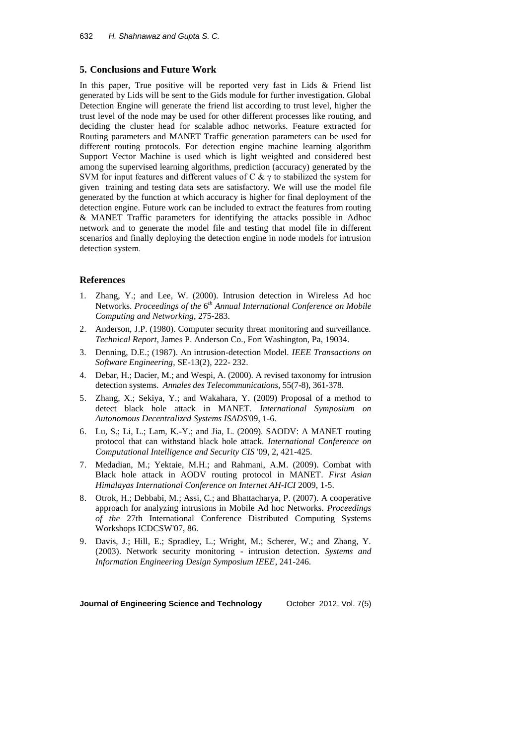## 5. Conclusions and Future Work

In this paper, True positive will be reported very fast in Lids & Friend list generated by Lids will be sent to the Gids module for further investigation. Global Detection Engine will generate the friend list according to trust level, higher the trust level of the node may be used for other different processes like routing, and deciding the cluster head for scalable adhoc networks. Feature extracted for Routing parameters and MANET Traffic generation parameters can be used for different routing protocols. For detection engine machine learning algorithm Support Vector Machine is used which is light weighted and considered best among the supervised learning algorithms, prediction (accuracy) generated by the SVM for input features and different values of C & $\gamma$ to stabilized the system for given training and testing data sets are satisfactory. We will use the model file generated by the function at which accuracy is higher for final deployment of the detection engine. Future work can be included to extract the features from routing & MANET Traffic parameters for identifying the attacks possible in Adhoc network and to generate the model file and testing that model file in different scenarios and finally deploying the detection engine in node models for intrusion detection system.

## References

1. Zhang, Y.; and Lee, W. (2000). Intrusion detection in Wireless Ad hoc Networks. *Proceedings of the* 6*th Annual International Conference on Mobile Computing and Networking*, 275-283.
2. Anderson, J.P. (1980). Computer security threat monitoring and surveillance. *Technical Report*, James P. Anderson Co., Fort Washington, Pa, 19034.
3. Denning, D.E.; (1987). An intrusion-detection Model. *IEEE Transactions on Software Engineering*, SE-13(2), 222- 232.
4. Debar, H.; Dacier, M.; and Wespi, A. (2000). A revised taxonomy for intrusion detection systems. *Annales des Telecommunications*, 55(7-8), 361-378.
5. Zhang, X.; Sekiya, Y.; and Wakahara, Y. (2009) Proposal of a method to detect black hole attack in MANET. *International Symposium on Autonomous Decentralized Systems ISADS*'09, 1-6.
6. Lu, S.; Li, L.; Lam, K.-Y.; and Jia, L. (2009). SAODV: A MANET routing protocol that can withstand black hole attack. *International Conference on Computational Intelligence and Security CIS* '09, 2, 421-425.
7. Medadian, M.; Yektaie, M.H.; and Rahmani, A.M. (2009). Combat with Black hole attack in AODV routing protocol in MANET. *First Asian Himalayas International Conference on Internet AH-ICI* 2009, 1-5.
8. Otrok, H.; Debbabi, M.; Assi, C.; and Bhattacharya, P. (2007). A cooperative approach for analyzing intrusions in Mobile Ad hoc Networks. *Proceedings of the* 27th International Conference Distributed Computing Systems Workshops ICDCSW'07, 86.
9. Davis, J.; Hill, E.; Spradley, L.; Wright, M.; Scherer, W.; and Zhang, Y. (2003). Network security monitoring - intrusion detection. *Systems and Information Engineering Design Symposium IEEE*, 241-246.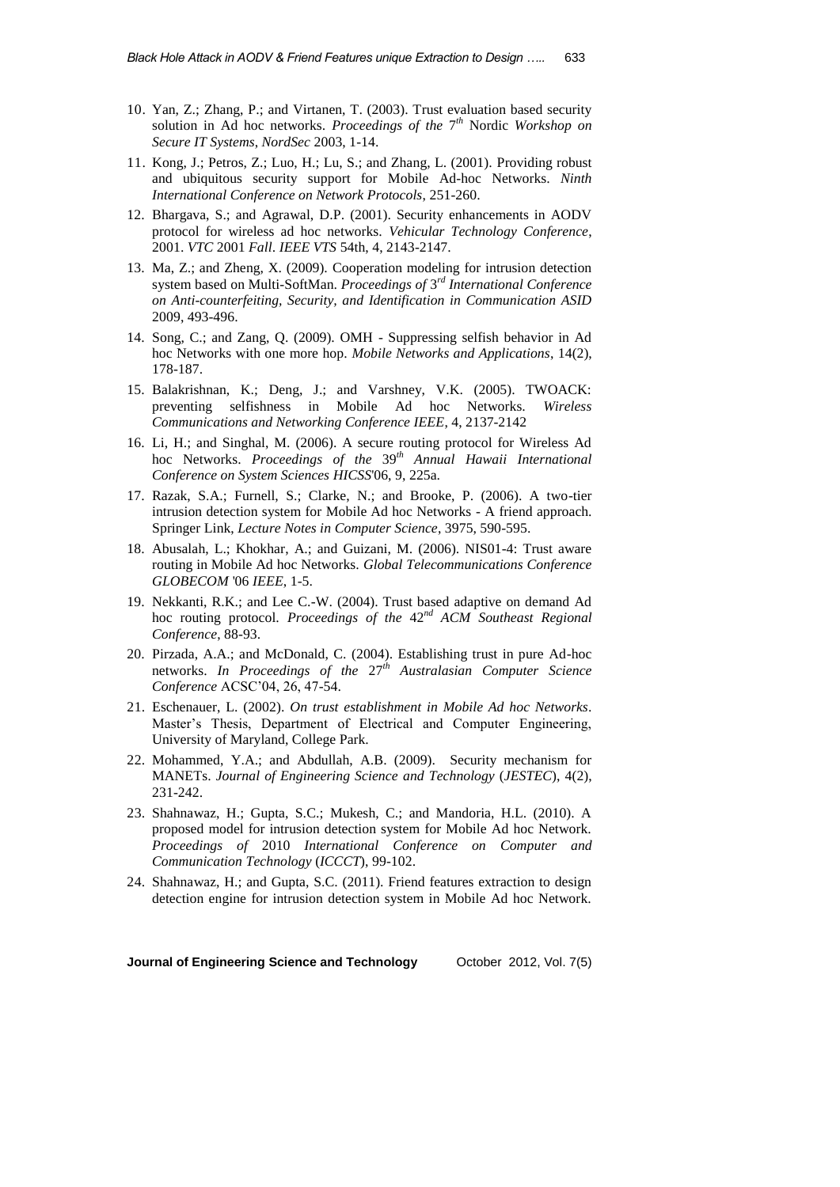10. Yan, Z.; Zhang, P.; and Virtanen, T. (2003). Trust evaluation based security solution in Ad hoc networks. *Proceedings of the* 7[th] Nordic *Workshop on Secure IT Systems, NordSec* 2003, 1-14.
11. Kong, J.; Petros, Z.; Luo, H.; Lu, S.; and Zhang, L. (2001). Providing robust and ubiquitous security support for Mobile Ad-hoc Networks. *Ninth International Conference on Network Protocols*, 251-260.
12. Bhargava, S.; and Agrawal, D.P. (2001). Security enhancements in AODV protocol for wireless ad hoc networks. *Vehicular Technology Conference*, 2001. *VTC* 2001 *Fall*. *IEEE VTS* 54th, 4, 2143-2147.
13. Ma, Z.; and Zheng, X. (2009). Cooperation modeling for intrusion detection system based on Multi-SoftMan. *Proceedings of* 3[rd] *International Conference on Anti-counterfeiting, Security, and Identification in Communication ASID* 2009, 493-496.
14. Song, C.; and Zang, Q. (2009). OMH - Suppressing selfish behavior in Ad hoc Networks with one more hop. *Mobile Networks and Applications*, 14(2), 178-187.
15. Balakrishnan, K.; Deng, J.; and Varshney, V.K. (2005). TWOACK: preventing selfishness in Mobile Ad hoc Networks. *Wireless Communications and Networking Conference IEEE*, 4, 2137-2142
16. Li, H.; and Singhal, M. (2006). A secure routing protocol for Wireless Ad hoc Networks. *Proceedings of the* 39[th] *Annual Hawaii International Conference on System Sciences HICSS*'06, 9, 225a.
17. Razak, S.A.; Furnell, S.; Clarke, N.; and Brooke, P. (2006). A two-tier intrusion detection system for Mobile Ad hoc Networks - A friend approach. Springer Link, *Lecture Notes in Computer Science*, 3975, 590-595.
18. Abusalah, L.; Khokhar, A.; and Guizani, M. (2006). NIS01-4: Trust aware routing in Mobile Ad hoc Networks. *Global Telecommunications Conference GLOBECOM* '06 *IEEE*, 1-5.
19. Nekkanti, R.K.; and Lee C.-W. (2004). Trust based adaptive on demand Ad hoc routing protocol. *Proceedings of the* 42[nd] *ACM Southeast Regional Conference*, 88-93.
20. Pirzada, A.A.; and McDonald, C. (2004). Establishing trust in pure Ad-hoc networks. *In Proceedings of the* 27[th] *Australasian Computer Science Conference* ACSC'04, 26, 47-54.
21. Eschenauer, L. (2002). *On trust establishment in Mobile Ad hoc Networks*. Master's Thesis, Department of Electrical and Computer Engineering, University of Maryland, College Park.
22. Mohammed, Y.A.; and Abdullah, A.B. (2009). Security mechanism for MANETs. *Journal of Engineering Science and Technology* (*JESTEC*), 4(2), 231-242.
23. Shahnawaz, H.; Gupta, S.C.; Mukesh, C.; and Mandoria, H.L. (2010). A proposed model for intrusion detection system for Mobile Ad hoc Network. *Proceedings of* 2010 *International Conference on Computer and Communication Technology* (*ICCCT*), 99-102.
24. Shahnawaz, H.; and Gupta, S.C. (2011). Friend features extraction to design detection engine for intrusion detection system in Mobile Ad hoc Network.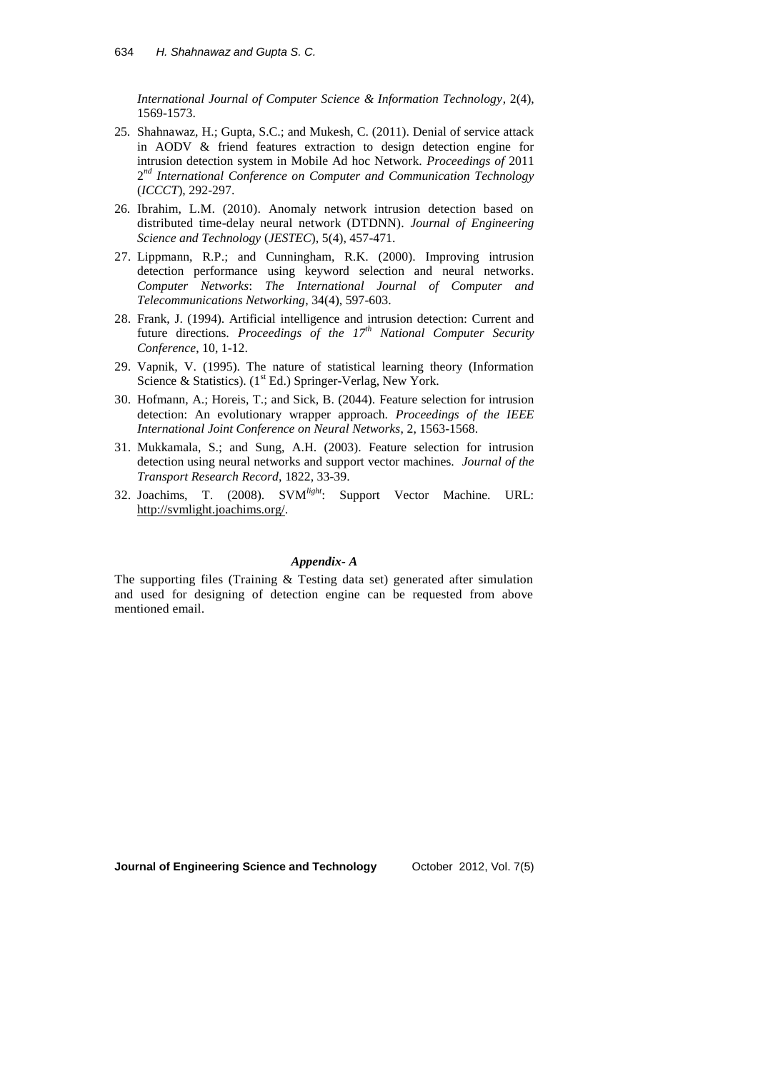*International Journal of Computer Science & Information Technology*, 2(4), 1569-1573.

25. Shahnawaz, H.; Gupta, S.C.; and Mukesh, C. (2011). Denial of service attack in AODV & friend features extraction to design detection engine for intrusion detection system in Mobile Ad hoc Network. *Proceedings of* 2011 2nd *International Conference on Computer and Communication Technology* (*ICCCT*), 292-297.
26. Ibrahim, L.M. (2010). Anomaly network intrusion detection based on distributed time-delay neural network (DTDNN). *Journal of Engineering Science and Technology* (*JESTEC*), 5(4), 457-471.
27. Lippmann, R.P.; and Cunningham, R.K. (2000). Improving intrusion detection performance using keyword selection and neural networks. *Computer Networks*: *The International Journal of Computer and Telecommunications Networking*, 34(4), 597-603.
28. Frank, J. (1994). Artificial intelligence and intrusion detection: Current and future directions. *Proceedings of the 17th National Computer Security Conference*, 10, 1-12.
29. Vapnik, V. (1995). The nature of statistical learning theory (Information Science & Statistics). (1st Ed.) Springer-Verlag, New York.
30. Hofmann, A.; Horeis, T.; and Sick, B. (2044). Feature selection for intrusion detection: An evolutionary wrapper approach. *Proceedings of the IEEE International Joint Conference on Neural Networks*, 2, 1563-1568.
31. Mukkamala, S.; and Sung, A.H. (2003). Feature selection for intrusion detection using neural networks and support vector machines. *Journal of the Transport Research Record*, 1822, 33-39.
32. Joachims, T. (2008). SVM*light*: Support Vector Machine. URL: http://svmlight.joachims.org/.

### *Appendix- A*

The supporting files (Training & Testing data set) generated after simulation and used for designing of detection engine can be requested from above mentioned email.